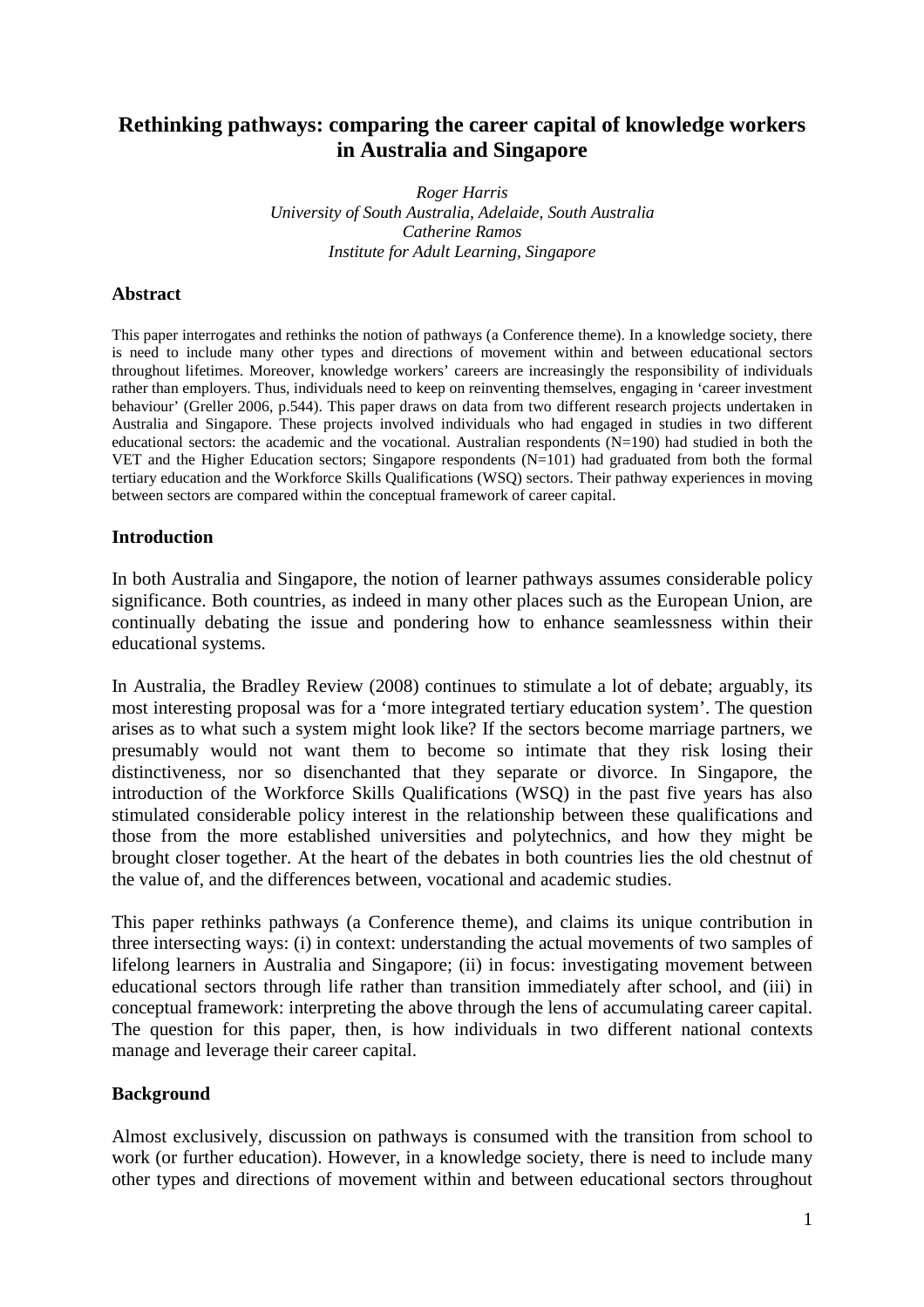# Rethinking pathways: comparing the career capital of knowledge workers in Australia and Singapore

*Roger Harris*
*University of South Australia, Adelaide, South Australia*
*Catherine Ramos*
*Institute for Adult Learning, Singapore*

## Abstract

This paper interrogates and rethinks the notion of pathways (a Conference theme). In a knowledge society, there is need to include many other types and directions of movement within and between educational sectors throughout lifetimes. Moreover, knowledge workers' careers are increasingly the responsibility of individuals rather than employers. Thus, individuals need to keep on reinventing themselves, engaging in 'career investment behaviour' (Greller 2006, p.544). This paper draws on data from two different research projects undertaken in Australia and Singapore. These projects involved individuals who had engaged in studies in two different educational sectors: the academic and the vocational. Australian respondents (N=190) had studied in both the VET and the Higher Education sectors; Singapore respondents (N=101) had graduated from both the formal tertiary education and the Workforce Skills Qualifications (WSQ) sectors. Their pathway experiences in moving between sectors are compared within the conceptual framework of career capital.

## Introduction

In both Australia and Singapore, the notion of learner pathways assumes considerable policy significance. Both countries, as indeed in many other places such as the European Union, are continually debating the issue and pondering how to enhance seamlessness within their educational systems.

In Australia, the Bradley Review (2008) continues to stimulate a lot of debate; arguably, its most interesting proposal was for a 'more integrated tertiary education system'. The question arises as to what such a system might look like? If the sectors become marriage partners, we presumably would not want them to become so intimate that they risk losing their distinctiveness, nor so disenchanted that they separate or divorce. In Singapore, the introduction of the Workforce Skills Qualifications (WSQ) in the past five years has also stimulated considerable policy interest in the relationship between these qualifications and those from the more established universities and polytechnics, and how they might be brought closer together. At the heart of the debates in both countries lies the old chestnut of the value of, and the differences between, vocational and academic studies.

This paper rethinks pathways (a Conference theme), and claims its unique contribution in three intersecting ways: (i) in context: understanding the actual movements of two samples of lifelong learners in Australia and Singapore; (ii) in focus: investigating movement between educational sectors through life rather than transition immediately after school, and (iii) in conceptual framework: interpreting the above through the lens of accumulating career capital. The question for this paper, then, is how individuals in two different national contexts manage and leverage their career capital.

## Background

Almost exclusively, discussion on pathways is consumed with the transition from school to work (or further education). However, in a knowledge society, there is need to include many other types and directions of movement within and between educational sectors throughout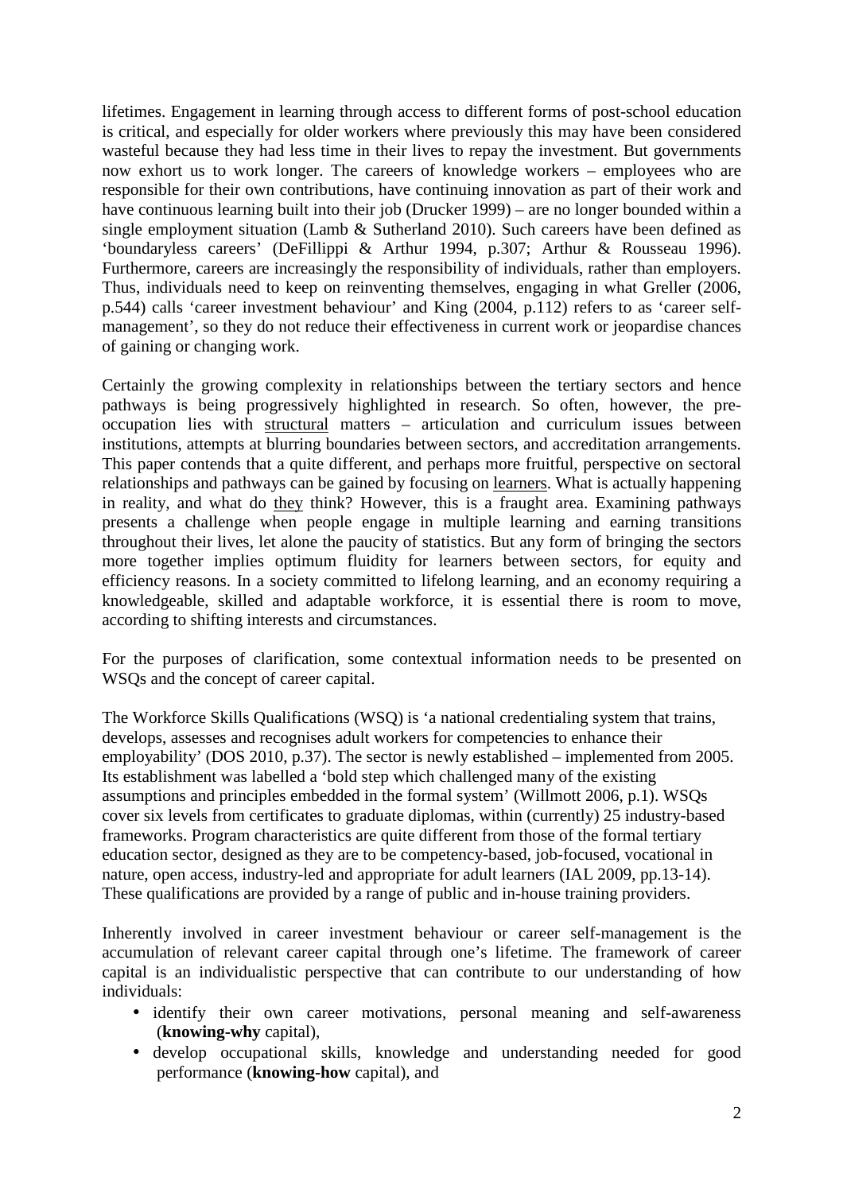lifetimes. Engagement in learning through access to different forms of post-school education is critical, and especially for older workers where previously this may have been considered wasteful because they had less time in their lives to repay the investment. But governments now exhort us to work longer. The careers of knowledge workers – employees who are responsible for their own contributions, have continuing innovation as part of their work and have continuous learning built into their job (Drucker 1999) – are no longer bounded within a single employment situation (Lamb & Sutherland 2010). Such careers have been defined as 'boundaryless careers' (DeFillippi & Arthur 1994, p.307; Arthur & Rousseau 1996). Furthermore, careers are increasingly the responsibility of individuals, rather than employers. Thus, individuals need to keep on reinventing themselves, engaging in what Greller (2006, p.544) calls 'career investment behaviour' and King (2004, p.112) refers to as 'career self-management', so they do not reduce their effectiveness in current work or jeopardise chances of gaining or changing work.

Certainly the growing complexity in relationships between the tertiary sectors and hence pathways is being progressively highlighted in research. So often, however, the pre-occupation lies with <u>structural</u> matters – articulation and curriculum issues between institutions, attempts at blurring boundaries between sectors, and accreditation arrangements. This paper contends that a quite different, and perhaps more fruitful, perspective on sectoral relationships and pathways can be gained by focusing on <u>learners</u>. What is actually happening in reality, and what do <u>they</u> think? However, this is a fraught area. Examining pathways presents a challenge when people engage in multiple learning and earning transitions throughout their lives, let alone the paucity of statistics. But any form of bringing the sectors more together implies optimum fluidity for learners between sectors, for equity and efficiency reasons. In a society committed to lifelong learning, and an economy requiring a knowledgeable, skilled and adaptable workforce, it is essential there is room to move, according to shifting interests and circumstances.

For the purposes of clarification, some contextual information needs to be presented on WSQs and the concept of career capital.

The Workforce Skills Qualifications (WSQ) is 'a national credentialing system that trains, develops, assesses and recognises adult workers for competencies to enhance their employability' (DOS 2010, p.37). The sector is newly established – implemented from 2005. Its establishment was labelled a 'bold step which challenged many of the existing assumptions and principles embedded in the formal system' (Willmott 2006, p.1). WSQs cover six levels from certificates to graduate diplomas, within (currently) 25 industry-based frameworks. Program characteristics are quite different from those of the formal tertiary education sector, designed as they are to be competency-based, job-focused, vocational in nature, open access, industry-led and appropriate for adult learners (IAL 2009, pp.13-14). These qualifications are provided by a range of public and in-house training providers.

Inherently involved in career investment behaviour or career self-management is the accumulation of relevant career capital through one's lifetime. The framework of career capital is an individualistic perspective that can contribute to our understanding of how individuals:

- identify their own career motivations, personal meaning and self-awareness (**knowing-why** capital),
- develop occupational skills, knowledge and understanding needed for good performance (**knowing-how** capital), and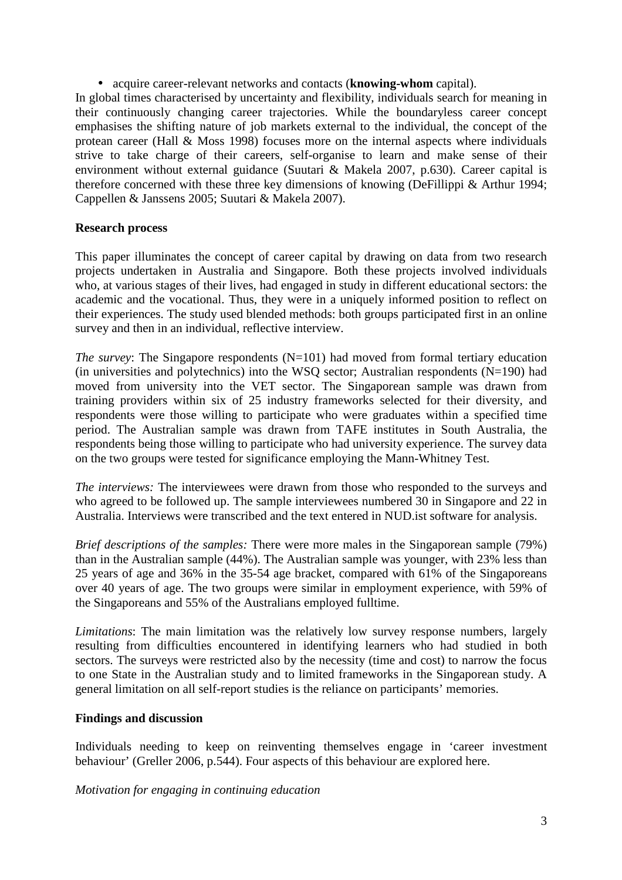- acquire career-relevant networks and contacts (**knowing-whom** capital).

In global times characterised by uncertainty and flexibility, individuals search for meaning in their continuously changing career trajectories. While the boundaryless career concept emphasises the shifting nature of job markets external to the individual, the concept of the protean career (Hall & Moss 1998) focuses more on the internal aspects where individuals strive to take charge of their careers, self-organise to learn and make sense of their environment without external guidance (Suutari & Makela 2007, p.630). Career capital is therefore concerned with these three key dimensions of knowing (DeFillippi & Arthur 1994; Cappellen & Janssens 2005; Suutari & Makela 2007).

**Research process**

This paper illuminates the concept of career capital by drawing on data from two research projects undertaken in Australia and Singapore. Both these projects involved individuals who, at various stages of their lives, had engaged in study in different educational sectors: the academic and the vocational. Thus, they were in a uniquely informed position to reflect on their experiences. The study used blended methods: both groups participated first in an online survey and then in an individual, reflective interview.

*The survey*: The Singapore respondents (N=101) had moved from formal tertiary education (in universities and polytechnics) into the WSQ sector; Australian respondents (N=190) had moved from university into the VET sector. The Singaporean sample was drawn from training providers within six of 25 industry frameworks selected for their diversity, and respondents were those willing to participate who were graduates within a specified time period. The Australian sample was drawn from TAFE institutes in South Australia, the respondents being those willing to participate who had university experience. The survey data on the two groups were tested for significance employing the Mann-Whitney Test.

*The interviews:* The interviewees were drawn from those who responded to the surveys and who agreed to be followed up. The sample interviewees numbered 30 in Singapore and 22 in Australia. Interviews were transcribed and the text entered in NUD.ist software for analysis.

*Brief descriptions of the samples:* There were more males in the Singaporean sample (79%) than in the Australian sample (44%). The Australian sample was younger, with 23% less than 25 years of age and 36% in the 35-54 age bracket, compared with 61% of the Singaporeans over 40 years of age. The two groups were similar in employment experience, with 59% of the Singaporeans and 55% of the Australians employed fulltime.

*Limitations*: The main limitation was the relatively low survey response numbers, largely resulting from difficulties encountered in identifying learners who had studied in both sectors. The surveys were restricted also by the necessity (time and cost) to narrow the focus to one State in the Australian study and to limited frameworks in the Singaporean study. A general limitation on all self-report studies is the reliance on participants' memories.

**Findings and discussion**

Individuals needing to keep on reinventing themselves engage in 'career investment behaviour' (Greller 2006, p.544). Four aspects of this behaviour are explored here.

*Motivation for engaging in continuing education*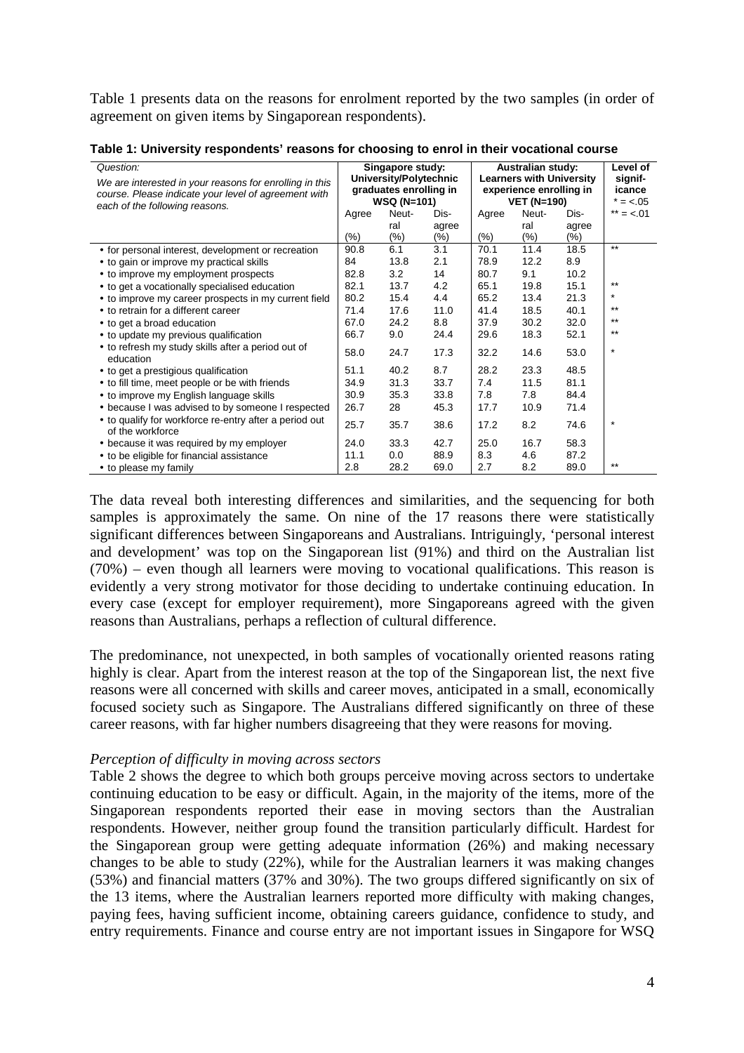Table 1 presents data on the reasons for enrolment reported by the two samples (in order of agreement on given items by Singaporean respondents).

**Table 1: University respondents' reasons for choosing to enrol in their vocational course**

| *Question:* We are interested in your reasons for enrolling in this course. Please indicate your level of agreement with each of the following reasons. | Singapore study: University/Polytechnic graduates enrolling in WSQ (N=101) | | | Australian study: Learners with University experience enrolling in VET (N=190) | | | Level of signif-icance * = <.05 ** = <.01 |
|---|---|---|---|---|---|---|---|
| | Agree (%) | Neut-ral (%) | Dis-agree (%) | Agree (%) | Neut-ral (%) | Dis-agree (%) | |
| • for personal interest, development or recreation | 90.8 | 6.1 | 3.1 | 70.1 | 11.4 | 18.5 | ** |
| • to gain or improve my practical skills | 84 | 13.8 | 2.1 | 78.9 | 12.2 | 8.9 | |
| • to improve my employment prospects | 82.8 | 3.2 | 14 | 80.7 | 9.1 | 10.2 | |
| • to get a vocationally specialised education | 82.1 | 13.7 | 4.2 | 65.1 | 19.8 | 15.1 | ** |
| • to improve my career prospects in my current field | 80.2 | 15.4 | 4.4 | 65.2 | 13.4 | 21.3 | * |
| • to retrain for a different career | 71.4 | 17.6 | 11.0 | 41.4 | 18.5 | 40.1 | ** |
| • to get a broad education | 67.0 | 24.2 | 8.8 | 37.9 | 30.2 | 32.0 | ** |
| • to update my previous qualification | 66.7 | 9.0 | 24.4 | 29.6 | 18.3 | 52.1 | ** |
| • to refresh my study skills after a period out of education | 58.0 | 24.7 | 17.3 | 32.2 | 14.6 | 53.0 | * |
| • to get a prestigious qualification | 51.1 | 40.2 | 8.7 | 28.2 | 23.3 | 48.5 | |
| • to fill time, meet people or be with friends | 34.9 | 31.3 | 33.7 | 7.4 | 11.5 | 81.1 | |
| • to improve my English language skills | 30.9 | 35.3 | 33.8 | 7.8 | 7.8 | 84.4 | |
| • because I was advised to by someone I respected | 26.7 | 28 | 45.3 | 17.7 | 10.9 | 71.4 | |
| • to qualify for workforce re-entry after a period out of the workforce | 25.7 | 35.7 | 38.6 | 17.2 | 8.2 | 74.6 | * |
| • because it was required by my employer | 24.0 | 33.3 | 42.7 | 25.0 | 16.7 | 58.3 | |
| • to be eligible for financial assistance | 11.1 | 0.0 | 88.9 | 8.3 | 4.6 | 87.2 | |
| • to please my family | 2.8 | 28.2 | 69.0 | 2.7 | 8.2 | 89.0 | ** |

The data reveal both interesting differences and similarities, and the sequencing for both samples is approximately the same. On nine of the 17 reasons there were statistically significant differences between Singaporeans and Australians. Intriguingly, 'personal interest and development' was top on the Singaporean list (91%) and third on the Australian list (70%) – even though all learners were moving to vocational qualifications. This reason is evidently a very strong motivator for those deciding to undertake continuing education. In every case (except for employer requirement), more Singaporeans agreed with the given reasons than Australians, perhaps a reflection of cultural difference.

The predominance, not unexpected, in both samples of vocationally oriented reasons rating highly is clear. Apart from the interest reason at the top of the Singaporean list, the next five reasons were all concerned with skills and career moves, anticipated in a small, economically focused society such as Singapore. The Australians differed significantly on three of these career reasons, with far higher numbers disagreeing that they were reasons for moving.

*Perception of difficulty in moving across sectors*

Table 2 shows the degree to which both groups perceive moving across sectors to undertake continuing education to be easy or difficult. Again, in the majority of the items, more of the Singaporean respondents reported their ease in moving sectors than the Australian respondents. However, neither group found the transition particularly difficult. Hardest for the Singaporean group were getting adequate information (26%) and making necessary changes to be able to study (22%), while for the Australian learners it was making changes (53%) and financial matters (37% and 30%). The two groups differed significantly on six of the 13 items, where the Australian learners reported more difficulty with making changes, paying fees, having sufficient income, obtaining careers guidance, confidence to study, and entry requirements. Finance and course entry are not important issues in Singapore for WSQ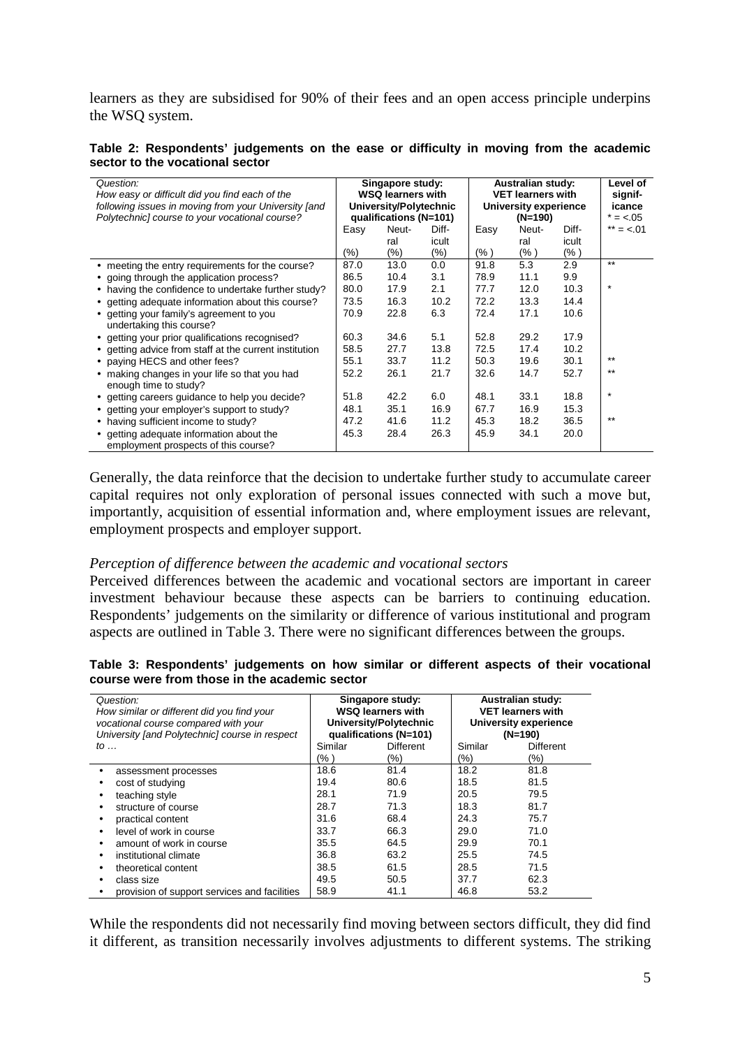learners as they are subsidised for 90% of their fees and an open access principle underpins the WSQ system.

**Table 2: Respondents' judgements on the ease or difficulty in moving from the academic sector to the vocational sector**

| *Question:* How easy or difficult did you find each of the following issues in moving from your University [and Polytechnic] course to your vocational course? | Singapore study: WSQ learners with University/Polytechnic qualifications (N=101) | | | Australian study: VET learners with University experience (N=190) | | | Level of significance * = <.05 ** = <.01 |
|---|---|---|---|---|---|---|---|
| | Easy (%) | Neutral (%) | Difficult (%) | Easy (%) | Neutral (%) | Difficult (%) | |
| • meeting the entry requirements for the course? | 87.0 | 13.0 | 0.0 | 91.8 | 5.3 | 2.9 | ** |
| • going through the application process? | 86.5 | 10.4 | 3.1 | 78.9 | 11.1 | 9.9 | |
| • having the confidence to undertake further study? | 80.0 | 17.9 | 2.1 | 77.7 | 12.0 | 10.3 | * |
| • getting adequate information about this course? | 73.5 | 16.3 | 10.2 | 72.2 | 13.3 | 14.4 | |
| • getting your family's agreement to you undertaking this course? | 70.9 | 22.8 | 6.3 | 72.4 | 17.1 | 10.6 | |
| • getting your prior qualifications recognised? | 60.3 | 34.6 | 5.1 | 52.8 | 29.2 | 17.9 | |
| • getting advice from staff at the current institution | 58.5 | 27.7 | 13.8 | 72.5 | 17.4 | 10.2 | |
| • paying HECS and other fees? | 55.1 | 33.7 | 11.2 | 50.3 | 19.6 | 30.1 | ** |
| • making changes in your life so that you had enough time to study? | 52.2 | 26.1 | 21.7 | 32.6 | 14.7 | 52.7 | ** |
| • getting careers guidance to help you decide? | 51.8 | 42.2 | 6.0 | 48.1 | 33.1 | 18.8 | * |
| • getting your employer's support to study? | 48.1 | 35.1 | 16.9 | 67.7 | 16.9 | 15.3 | |
| • having sufficient income to study? | 47.2 | 41.6 | 11.2 | 45.3 | 18.2 | 36.5 | ** |
| • getting adequate information about the employment prospects of this course? | 45.3 | 28.4 | 26.3 | 45.9 | 34.1 | 20.0 | |

Generally, the data reinforce that the decision to undertake further study to accumulate career capital requires not only exploration of personal issues connected with such a move but, importantly, acquisition of essential information and, where employment issues are relevant, employment prospects and employer support.

### *Perception of difference between the academic and vocational sectors*

Perceived differences between the academic and vocational sectors are important in career investment behaviour because these aspects can be barriers to continuing education. Respondents' judgements on the similarity or difference of various institutional and program aspects are outlined in Table 3. There were no significant differences between the groups.

**Table 3: Respondents' judgements on how similar or different aspects of their vocational course were from those in the academic sector**

| *Question:* How similar or different did you find your vocational course compared with your University [and Polytechnic] course in respect to … | Singapore study: WSQ learners with University/Polytechnic qualifications (N=101) | | Australian study: VET learners with University experience (N=190) | |
|---|---|---|---|---|
| | Similar (%) | Different (%) | Similar (%) | Different (%) |
| • assessment processes | 18.6 | 81.4 | 18.2 | 81.8 |
| • cost of studying | 19.4 | 80.6 | 18.5 | 81.5 |
| • teaching style | 28.1 | 71.9 | 20.5 | 79.5 |
| • structure of course | 28.7 | 71.3 | 18.3 | 81.7 |
| • practical content | 31.6 | 68.4 | 24.3 | 75.7 |
| • level of work in course | 33.7 | 66.3 | 29.0 | 71.0 |
| • amount of work in course | 35.5 | 64.5 | 29.9 | 70.1 |
| • institutional climate | 36.8 | 63.2 | 25.5 | 74.5 |
| • theoretical content | 38.5 | 61.5 | 28.5 | 71.5 |
| • class size | 49.5 | 50.5 | 37.7 | 62.3 |
| • provision of support services and facilities | 58.9 | 41.1 | 46.8 | 53.2 |

While the respondents did not necessarily find moving between sectors difficult, they did find it different, as transition necessarily involves adjustments to different systems. The striking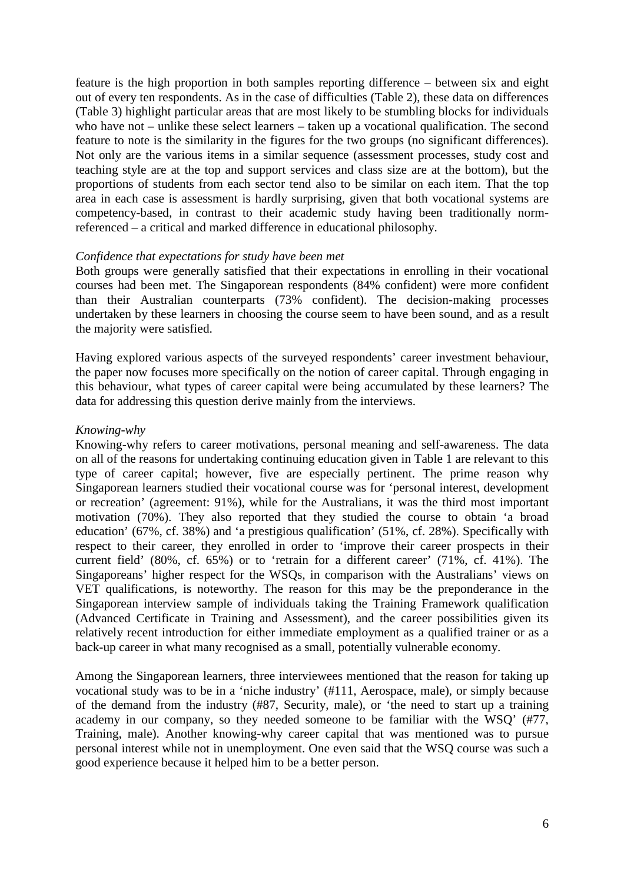feature is the high proportion in both samples reporting difference – between six and eight out of every ten respondents. As in the case of difficulties (Table 2), these data on differences (Table 3) highlight particular areas that are most likely to be stumbling blocks for individuals who have not – unlike these select learners – taken up a vocational qualification. The second feature to note is the similarity in the figures for the two groups (no significant differences). Not only are the various items in a similar sequence (assessment processes, study cost and teaching style are at the top and support services and class size are at the bottom), but the proportions of students from each sector tend also to be similar on each item. That the top area in each case is assessment is hardly surprising, given that both vocational systems are competency-based, in contrast to their academic study having been traditionally norm-referenced – a critical and marked difference in educational philosophy.

*Confidence that expectations for study have been met*

Both groups were generally satisfied that their expectations in enrolling in their vocational courses had been met. The Singaporean respondents (84% confident) were more confident than their Australian counterparts (73% confident). The decision-making processes undertaken by these learners in choosing the course seem to have been sound, and as a result the majority were satisfied.

Having explored various aspects of the surveyed respondents' career investment behaviour, the paper now focuses more specifically on the notion of career capital. Through engaging in this behaviour, what types of career capital were being accumulated by these learners? The data for addressing this question derive mainly from the interviews.

*Knowing-why*

Knowing-why refers to career motivations, personal meaning and self-awareness. The data on all of the reasons for undertaking continuing education given in Table 1 are relevant to this type of career capital; however, five are especially pertinent. The prime reason why Singaporean learners studied their vocational course was for 'personal interest, development or recreation' (agreement: 91%), while for the Australians, it was the third most important motivation (70%). They also reported that they studied the course to obtain 'a broad education' (67%, cf. 38%) and 'a prestigious qualification' (51%, cf. 28%). Specifically with respect to their career, they enrolled in order to 'improve their career prospects in their current field' (80%, cf. 65%) or to 'retrain for a different career' (71%, cf. 41%). The Singaporeans' higher respect for the WSQs, in comparison with the Australians' views on VET qualifications, is noteworthy. The reason for this may be the preponderance in the Singaporean interview sample of individuals taking the Training Framework qualification (Advanced Certificate in Training and Assessment), and the career possibilities given its relatively recent introduction for either immediate employment as a qualified trainer or as a back-up career in what many recognised as a small, potentially vulnerable economy.

Among the Singaporean learners, three interviewees mentioned that the reason for taking up vocational study was to be in a 'niche industry' (#111, Aerospace, male), or simply because of the demand from the industry (#87, Security, male), or 'the need to start up a training academy in our company, so they needed someone to be familiar with the WSQ' (#77, Training, male). Another knowing-why career capital that was mentioned was to pursue personal interest while not in unemployment. One even said that the WSQ course was such a good experience because it helped him to be a better person.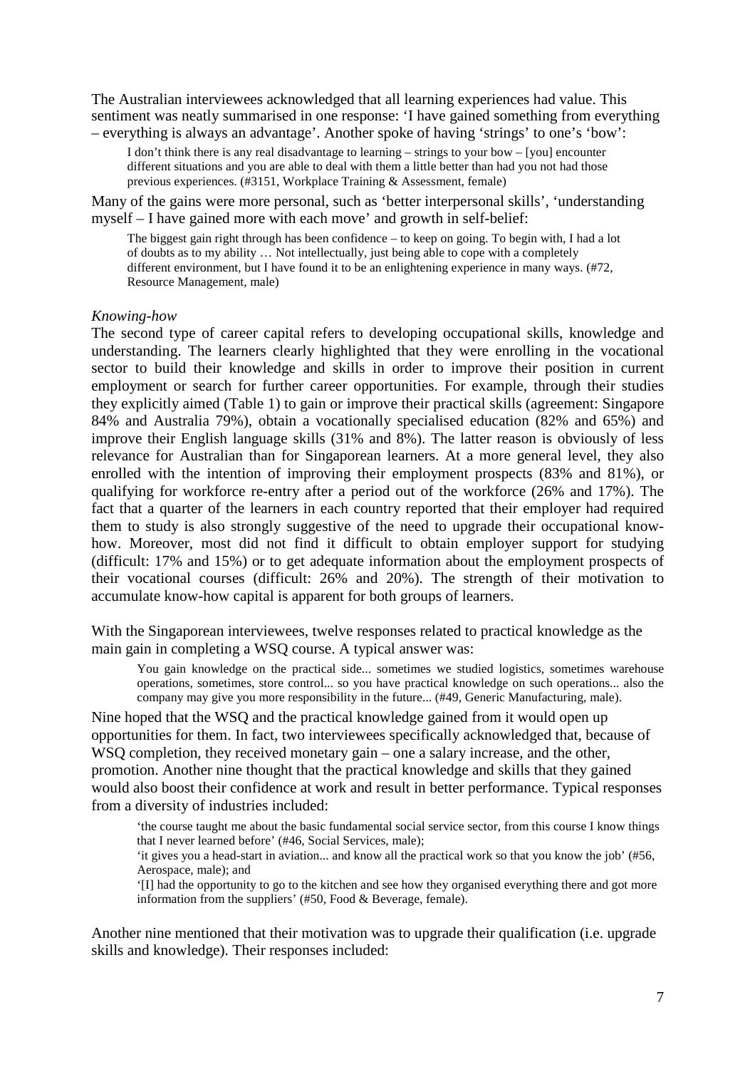The Australian interviewees acknowledged that all learning experiences had value. This sentiment was neatly summarised in one response: 'I have gained something from everything – everything is always an advantage'. Another spoke of having 'strings' to one's 'bow':

> I don't think there is any real disadvantage to learning – strings to your bow – [you] encounter different situations and you are able to deal with them a little better than had you not had those previous experiences. (#3151, Workplace Training & Assessment, female)

Many of the gains were more personal, such as 'better interpersonal skills', 'understanding myself – I have gained more with each move' and growth in self-belief:

> The biggest gain right through has been confidence – to keep on going. To begin with, I had a lot of doubts as to my ability … Not intellectually, just being able to cope with a completely different environment, but I have found it to be an enlightening experience in many ways. (#72, Resource Management, male)

*Knowing-how*

The second type of career capital refers to developing occupational skills, knowledge and understanding. The learners clearly highlighted that they were enrolling in the vocational sector to build their knowledge and skills in order to improve their position in current employment or search for further career opportunities. For example, through their studies they explicitly aimed (Table 1) to gain or improve their practical skills (agreement: Singapore 84% and Australia 79%), obtain a vocationally specialised education (82% and 65%) and improve their English language skills (31% and 8%). The latter reason is obviously of less relevance for Australian than for Singaporean learners. At a more general level, they also enrolled with the intention of improving their employment prospects (83% and 81%), or qualifying for workforce re-entry after a period out of the workforce (26% and 17%). The fact that a quarter of the learners in each country reported that their employer had required them to study is also strongly suggestive of the need to upgrade their occupational know-how. Moreover, most did not find it difficult to obtain employer support for studying (difficult: 17% and 15%) or to get adequate information about the employment prospects of their vocational courses (difficult: 26% and 20%). The strength of their motivation to accumulate know-how capital is apparent for both groups of learners.

With the Singaporean interviewees, twelve responses related to practical knowledge as the main gain in completing a WSQ course. A typical answer was:

> You gain knowledge on the practical side... sometimes we studied logistics, sometimes warehouse operations, sometimes, store control... so you have practical knowledge on such operations... also the company may give you more responsibility in the future... (#49, Generic Manufacturing, male).

Nine hoped that the WSQ and the practical knowledge gained from it would open up opportunities for them. In fact, two interviewees specifically acknowledged that, because of WSQ completion, they received monetary gain – one a salary increase, and the other, promotion. Another nine thought that the practical knowledge and skills that they gained would also boost their confidence at work and result in better performance. Typical responses from a diversity of industries included:

> 'the course taught me about the basic fundamental social service sector, from this course I know things that I never learned before' (#46, Social Services, male);
>
> 'it gives you a head-start in aviation... and know all the practical work so that you know the job' (#56, Aerospace, male); and
>
> '[I] had the opportunity to go to the kitchen and see how they organised everything there and got more information from the suppliers' (#50, Food & Beverage, female).

Another nine mentioned that their motivation was to upgrade their qualification (i.e. upgrade skills and knowledge). Their responses included: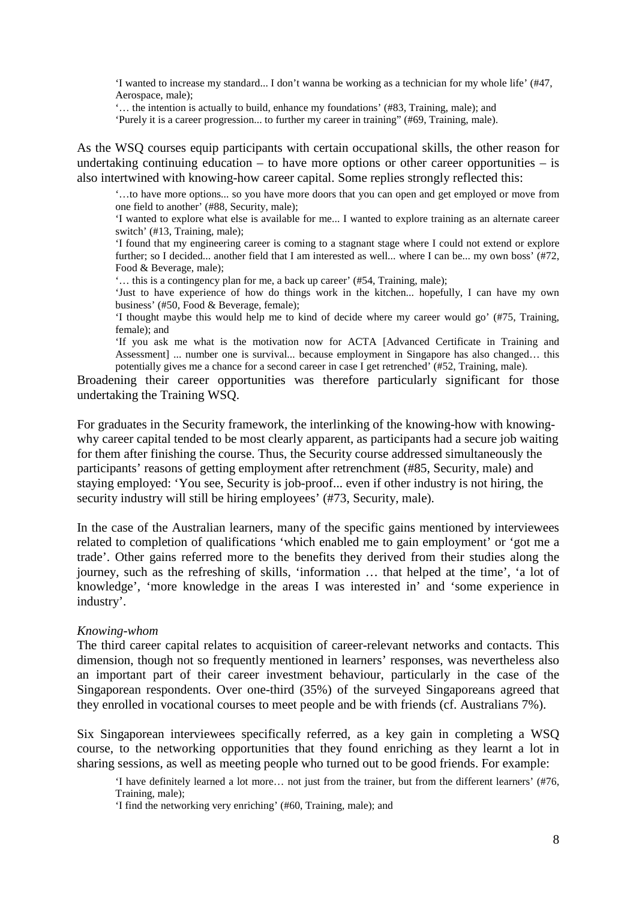> 'I wanted to increase my standard... I don't wanna be working as a technician for my whole life' (#47, Aerospace, male);
>
> '… the intention is actually to build, enhance my foundations' (#83, Training, male); and
>
> 'Purely it is a career progression... to further my career in training" (#69, Training, male).

As the WSQ courses equip participants with certain occupational skills, the other reason for undertaking continuing education – to have more options or other career opportunities – is also intertwined with knowing-how career capital. Some replies strongly reflected this:

> '…to have more options... so you have more doors that you can open and get employed or move from one field to another' (#88, Security, male);
>
> 'I wanted to explore what else is available for me... I wanted to explore training as an alternate career switch' (#13, Training, male);
>
> 'I found that my engineering career is coming to a stagnant stage where I could not extend or explore further; so I decided... another field that I am interested as well... where I can be... my own boss' (#72, Food & Beverage, male);
>
> '… this is a contingency plan for me, a back up career' (#54, Training, male);
>
> 'Just to have experience of how do things work in the kitchen... hopefully, I can have my own business' (#50, Food & Beverage, female);
>
> 'I thought maybe this would help me to kind of decide where my career would go' (#75, Training, female); and
>
> 'If you ask me what is the motivation now for ACTA [Advanced Certificate in Training and Assessment] ... number one is survival... because employment in Singapore has also changed… this potentially gives me a chance for a second career in case I get retrenched' (#52, Training, male).

Broadening their career opportunities was therefore particularly significant for those undertaking the Training WSQ.

For graduates in the Security framework, the interlinking of the knowing-how with knowing-why career capital tended to be most clearly apparent, as participants had a secure job waiting for them after finishing the course. Thus, the Security course addressed simultaneously the participants' reasons of getting employment after retrenchment (#85, Security, male) and staying employed: 'You see, Security is job-proof... even if other industry is not hiring, the security industry will still be hiring employees' (#73, Security, male).

In the case of the Australian learners, many of the specific gains mentioned by interviewees related to completion of qualifications 'which enabled me to gain employment' or 'got me a trade'. Other gains referred more to the benefits they derived from their studies along the journey, such as the refreshing of skills, 'information … that helped at the time', 'a lot of knowledge', 'more knowledge in the areas I was interested in' and 'some experience in industry'.

*Knowing-whom*

The third career capital relates to acquisition of career-relevant networks and contacts. This dimension, though not so frequently mentioned in learners' responses, was nevertheless also an important part of their career investment behaviour, particularly in the case of the Singaporean respondents. Over one-third (35%) of the surveyed Singaporeans agreed that they enrolled in vocational courses to meet people and be with friends (cf. Australians 7%).

Six Singaporean interviewees specifically referred, as a key gain in completing a WSQ course, to the networking opportunities that they found enriching as they learnt a lot in sharing sessions, as well as meeting people who turned out to be good friends. For example:

> 'I have definitely learned a lot more… not just from the trainer, but from the different learners' (#76, Training, male);
>
> 'I find the networking very enriching' (#60, Training, male); and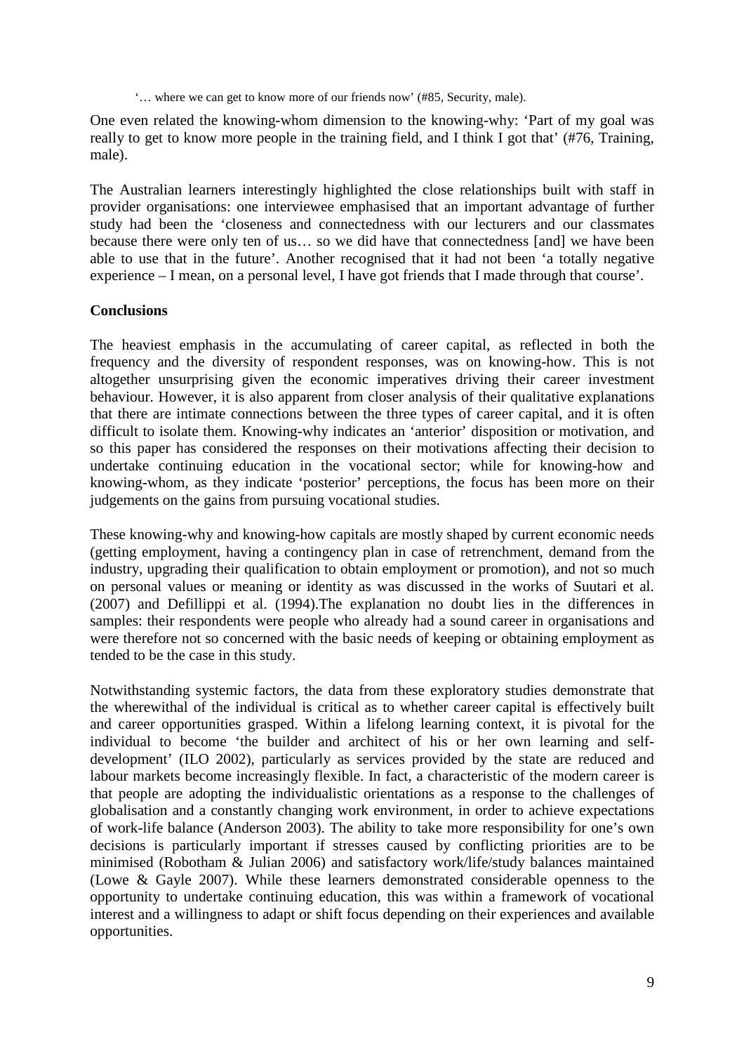'… where we can get to know more of our friends now' (#85, Security, male).

One even related the knowing-whom dimension to the knowing-why: 'Part of my goal was really to get to know more people in the training field, and I think I got that' (#76, Training, male).

The Australian learners interestingly highlighted the close relationships built with staff in provider organisations: one interviewee emphasised that an important advantage of further study had been the 'closeness and connectedness with our lecturers and our classmates because there were only ten of us… so we did have that connectedness [and] we have been able to use that in the future'. Another recognised that it had not been 'a totally negative experience – I mean, on a personal level, I have got friends that I made through that course'.

**Conclusions**

The heaviest emphasis in the accumulating of career capital, as reflected in both the frequency and the diversity of respondent responses, was on knowing-how. This is not altogether unsurprising given the economic imperatives driving their career investment behaviour. However, it is also apparent from closer analysis of their qualitative explanations that there are intimate connections between the three types of career capital, and it is often difficult to isolate them. Knowing-why indicates an 'anterior' disposition or motivation, and so this paper has considered the responses on their motivations affecting their decision to undertake continuing education in the vocational sector; while for knowing-how and knowing-whom, as they indicate 'posterior' perceptions, the focus has been more on their judgements on the gains from pursuing vocational studies.

These knowing-why and knowing-how capitals are mostly shaped by current economic needs (getting employment, having a contingency plan in case of retrenchment, demand from the industry, upgrading their qualification to obtain employment or promotion), and not so much on personal values or meaning or identity as was discussed in the works of Suutari et al. (2007) and Defillippi et al. (1994).The explanation no doubt lies in the differences in samples: their respondents were people who already had a sound career in organisations and were therefore not so concerned with the basic needs of keeping or obtaining employment as tended to be the case in this study.

Notwithstanding systemic factors, the data from these exploratory studies demonstrate that the wherewithal of the individual is critical as to whether career capital is effectively built and career opportunities grasped. Within a lifelong learning context, it is pivotal for the individual to become 'the builder and architect of his or her own learning and self-development' (ILO 2002), particularly as services provided by the state are reduced and labour markets become increasingly flexible. In fact, a characteristic of the modern career is that people are adopting the individualistic orientations as a response to the challenges of globalisation and a constantly changing work environment, in order to achieve expectations of work-life balance (Anderson 2003). The ability to take more responsibility for one's own decisions is particularly important if stresses caused by conflicting priorities are to be minimised (Robotham & Julian 2006) and satisfactory work/life/study balances maintained (Lowe & Gayle 2007). While these learners demonstrated considerable openness to the opportunity to undertake continuing education, this was within a framework of vocational interest and a willingness to adapt or shift focus depending on their experiences and available opportunities.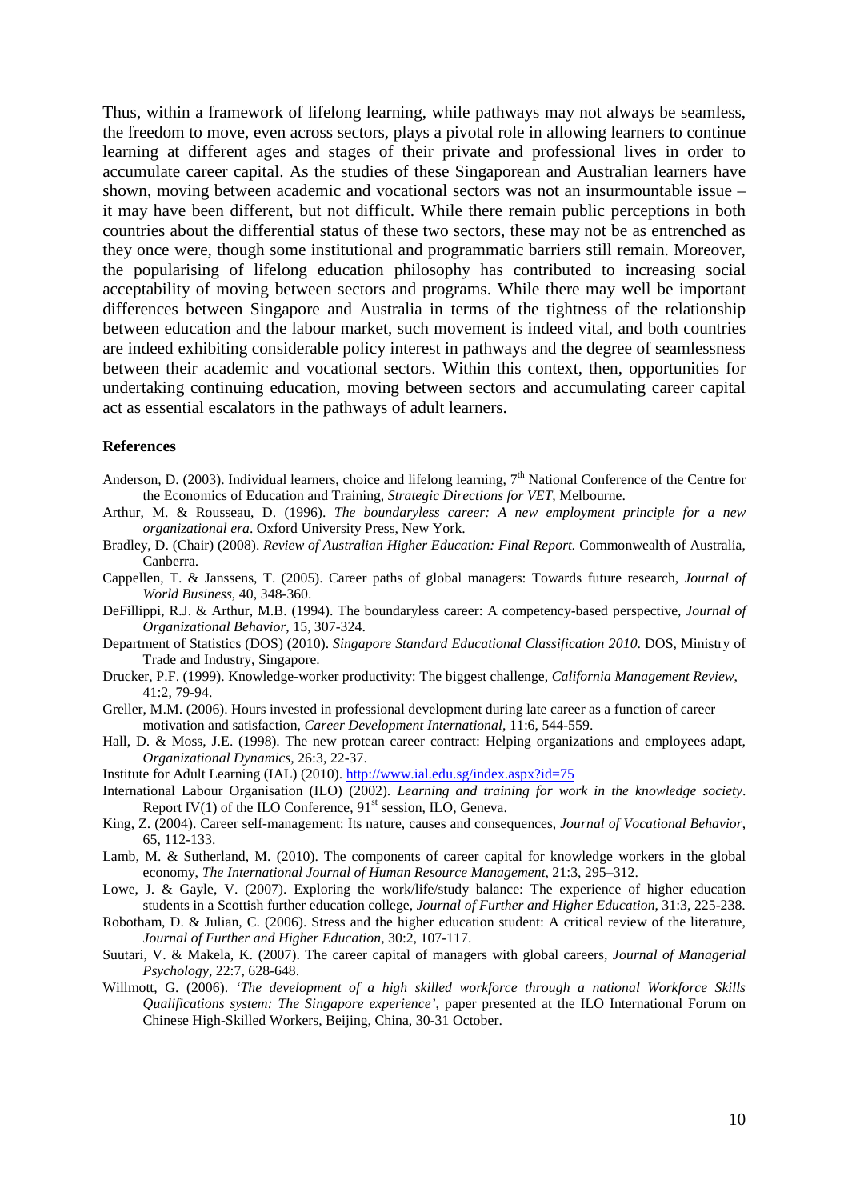Thus, within a framework of lifelong learning, while pathways may not always be seamless, the freedom to move, even across sectors, plays a pivotal role in allowing learners to continue learning at different ages and stages of their private and professional lives in order to accumulate career capital. As the studies of these Singaporean and Australian learners have shown, moving between academic and vocational sectors was not an insurmountable issue – it may have been different, but not difficult. While there remain public perceptions in both countries about the differential status of these two sectors, these may not be as entrenched as they once were, though some institutional and programmatic barriers still remain. Moreover, the popularising of lifelong education philosophy has contributed to increasing social acceptability of moving between sectors and programs. While there may well be important differences between Singapore and Australia in terms of the tightness of the relationship between education and the labour market, such movement is indeed vital, and both countries are indeed exhibiting considerable policy interest in pathways and the degree of seamlessness between their academic and vocational sectors. Within this context, then, opportunities for undertaking continuing education, moving between sectors and accumulating career capital act as essential escalators in the pathways of adult learners.

**References**

Anderson, D. (2003). Individual learners, choice and lifelong learning, 7th National Conference of the Centre for the Economics of Education and Training, *Strategic Directions for VET,* Melbourne.

Arthur, M. & Rousseau, D. (1996). *The boundaryless career: A new employment principle for a new organizational era*. Oxford University Press, New York.

Bradley, D. (Chair) (2008). *Review of Australian Higher Education: Final Report.* Commonwealth of Australia, Canberra.

Cappellen, T. & Janssens, T. (2005). Career paths of global managers: Towards future research, *Journal of World Business*, 40, 348-360.

DeFillippi, R.J. & Arthur, M.B. (1994). The boundaryless career: A competency-based perspective, *Journal of Organizational Behavior*, 15, 307-324.

Department of Statistics (DOS) (2010). *Singapore Standard Educational Classification 2010*. DOS, Ministry of Trade and Industry, Singapore.

Drucker, P.F. (1999). Knowledge-worker productivity: The biggest challenge, *California Management Review*, 41:2, 79-94.

Greller, M.M. (2006). Hours invested in professional development during late career as a function of career motivation and satisfaction, *Career Development International*, 11:6, 544-559.

Hall, D. & Moss, J.E. (1998). The new protean career contract: Helping organizations and employees adapt, *Organizational Dynamics*, 26:3, 22-37.

Institute for Adult Learning (IAL) (2010). http://www.ial.edu.sg/index.aspx?id=75

International Labour Organisation (ILO) (2002). *Learning and training for work in the knowledge society*. Report IV(1) of the ILO Conference, 91st session, ILO, Geneva.

King, Z. (2004). Career self-management: Its nature, causes and consequences, *Journal of Vocational Behavior*, 65, 112-133.

Lamb, M. & Sutherland, M. (2010). The components of career capital for knowledge workers in the global economy, *The International Journal of Human Resource Management*, 21:3, 295–312.

Lowe, J. & Gayle, V. (2007). Exploring the work/life/study balance: The experience of higher education students in a Scottish further education college, *Journal of Further and Higher Education*, 31:3, 225-238.

Robotham, D. & Julian, C. (2006). Stress and the higher education student: A critical review of the literature, *Journal of Further and Higher Education*, 30:2, 107-117.

Suutari, V. & Makela, K. (2007). The career capital of managers with global careers, *Journal of Managerial Psychology*, 22:7, 628-648.

Willmott, G. (2006). *'The development of a high skilled workforce through a national Workforce Skills Qualifications system: The Singapore experience'*, paper presented at the ILO International Forum on Chinese High-Skilled Workers, Beijing, China, 30-31 October.